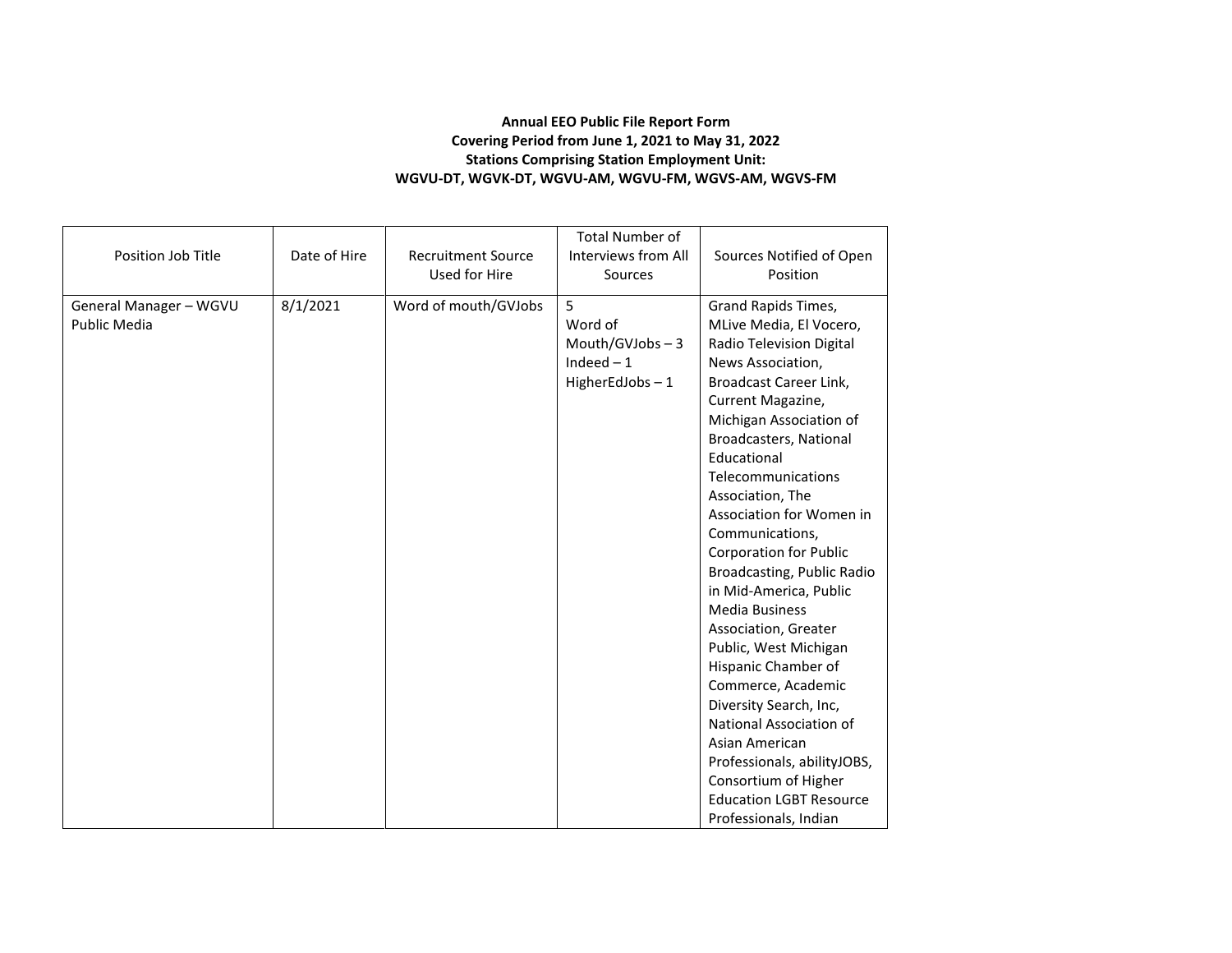**Annual EEO Public File Report Form**
**Covering Period from June 1, 2021 to May 31, 2022**
**Stations Comprising Station Employment Unit:**
**WGVU-DT, WGVK-DT, WGVU-AM, WGVU-FM, WGVS-AM, WGVS-FM**

| Position Job Title | Date of Hire | Recruitment Source Used for Hire | Total Number of Interviews from All Sources | Sources Notified of Open Position |
|---|---|---|---|---|
| General Manager – WGVU Public Media | 8/1/2021 | Word of mouth/GVJobs | 5<br>Word of Mouth/GVJobs – 3<br>Indeed – 1<br>HigherEdJobs – 1 | Grand Rapids Times, MLive Media, El Vocero, Radio Television Digital News Association, Broadcast Career Link, Current Magazine, Michigan Association of Broadcasters, National Educational Telecommunications Association, The Association for Women in Communications, Corporation for Public Broadcasting, Public Radio in Mid-America, Public Media Business Association, Greater Public, West Michigan Hispanic Chamber of Commerce, Academic Diversity Search, Inc, National Association of Asian American Professionals, abilityJOBS, Consortium of Higher Education LGBT Resource Professionals, Indian |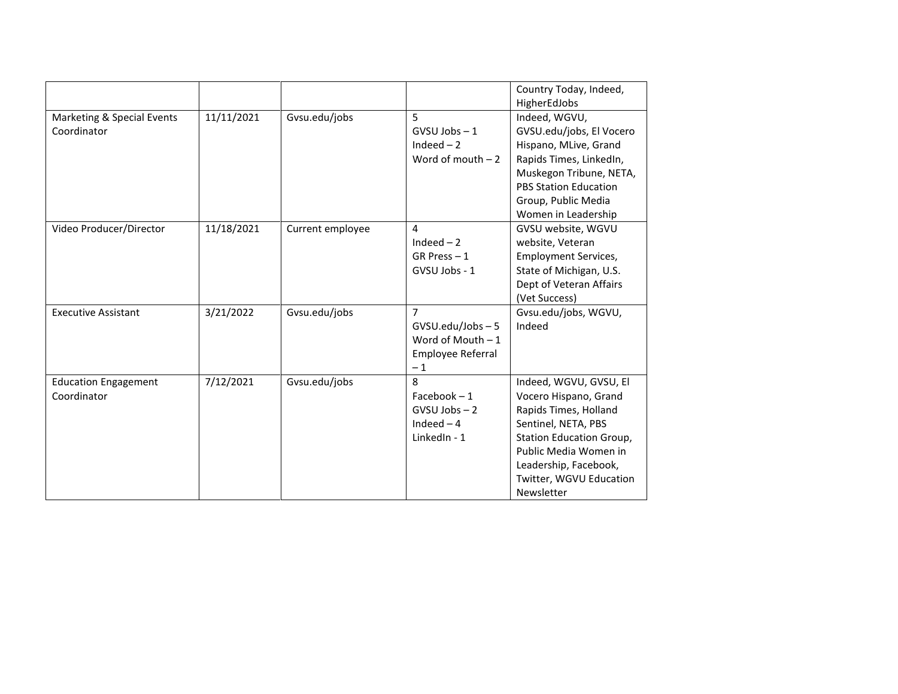| | | | | |
|---|---|---|---|---|
| | | | | Country Today, Indeed, HigherEdJobs |
| Marketing & Special Events Coordinator | 11/11/2021 | Gvsu.edu/jobs | 5<br>GVSU Jobs – 1<br>Indeed – 2<br>Word of mouth – 2 | Indeed, WGVU, GVSU.edu/jobs, El Vocero Hispano, MLive, Grand Rapids Times, LinkedIn, Muskegon Tribune, NETA, PBS Station Education Group, Public Media Women in Leadership |
| Video Producer/Director | 11/18/2021 | Current employee | 4<br>Indeed – 2<br>GR Press – 1<br>GVSU Jobs - 1 | GVSU website, WGVU website, Veteran Employment Services, State of Michigan, U.S. Dept of Veteran Affairs (Vet Success) |
| Executive Assistant | 3/21/2022 | Gvsu.edu/jobs | 7<br>GVSU.edu/Jobs – 5<br>Word of Mouth – 1<br>Employee Referral – 1 | Gvsu.edu/jobs, WGVU, Indeed |
| Education Engagement Coordinator | 7/12/2021 | Gvsu.edu/jobs | 8<br>Facebook – 1<br>GVSU Jobs – 2<br>Indeed – 4<br>LinkedIn - 1 | Indeed, WGVU, GVSU, El Vocero Hispano, Grand Rapids Times, Holland Sentinel, NETA, PBS Station Education Group, Public Media Women in Leadership, Facebook, Twitter, WGVU Education Newsletter |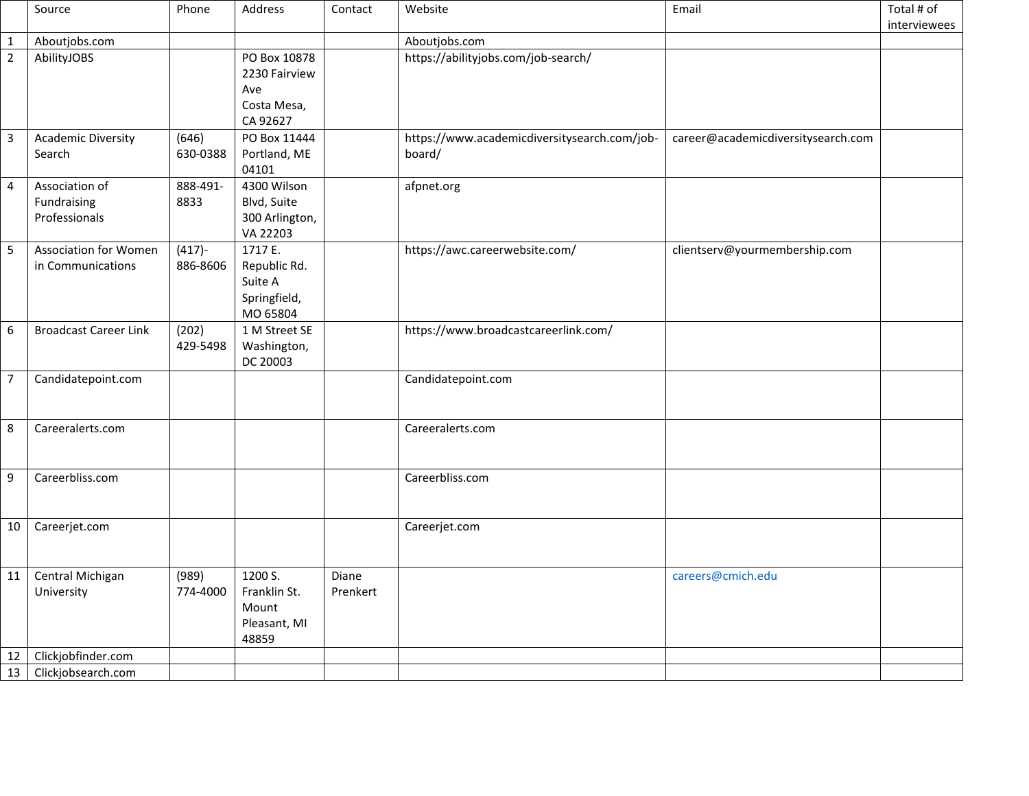| | Source | Phone | Address | Contact | Website | Email | Total # of interviewees |
|---|---|---|---|---|---|---|---|
| 1 | Aboutjobs.com | | | | Aboutjobs.com | | |
| 2 | AbilityJOBS | | PO Box 10878 2230 Fairview Ave Costa Mesa, CA 92627 | | https://abilityjobs.com/job-search/ | | |
| 3 | Academic Diversity Search | (646) 630-0388 | PO Box 11444 Portland, ME 04101 | | https://www.academicdiversitysearch.com/job-board/ | career@academicdiversitysearch.com | |
| 4 | Association of Fundraising Professionals | 888-491-8833 | 4300 Wilson Blvd, Suite 300 Arlington, VA 22203 | | afpnet.org | | |
| 5 | Association for Women in Communications | (417)-886-8606 | 1717 E. Republic Rd. Suite A Springfield, MO 65804 | | https://awc.careerwebsite.com/ | clientserv@yourmembership.com | |
| 6 | Broadcast Career Link | (202) 429-5498 | 1 M Street SE Washington, DC 20003 | | https://www.broadcastcareerlink.com/ | | |
| 7 | Candidatepoint.com | | | | Candidatepoint.com | | |
| 8 | Careeralerts.com | | | | Careeralerts.com | | |
| 9 | Careerbliss.com | | | | Careerbliss.com | | |
| 10 | Careerjet.com | | | | Careerjet.com | | |
| 11 | Central Michigan University | (989) 774-4000 | 1200 S. Franklin St. Mount Pleasant, MI 48859 | Diane Prenkert | | careers@cmich.edu | |
| 12 | Clickjobfinder.com | | | | | | |
| 13 | Clickjobsearch.com | | | | | | |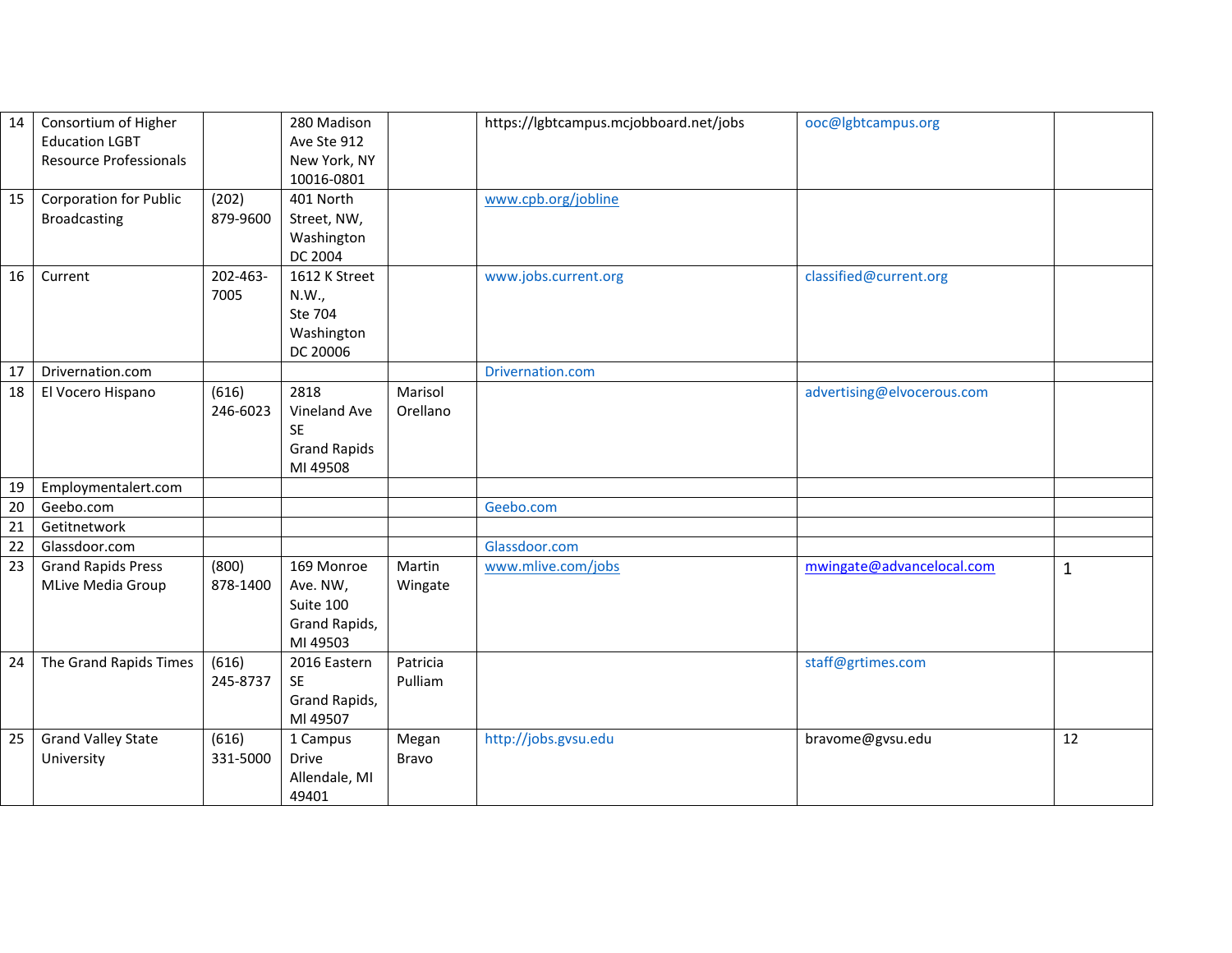| | | | | | | | |
|---|---|---|---|---|---|---|---|
| 14 | Consortium of Higher Education LGBT Resource Professionals | | 280 Madison Ave Ste 912 New York, NY 10016-0801 | | https://lgbtcampus.mcjobboard.net/jobs | ooc@lgbtcampus.org | |
| 15 | Corporation for Public Broadcasting | (202) 879-9600 | 401 North Street, NW, Washington DC 2004 | | www.cpb.org/jobline | | |
| 16 | Current | 202-463-7005 | 1612 K Street N.W., Ste 704 Washington DC 20006 | | www.jobs.current.org | classified@current.org | |
| 17 | Drivernation.com | | | | Drivernation.com | | |
| 18 | El Vocero Hispano | (616) 246-6023 | 2818 Vineland Ave SE Grand Rapids MI 49508 | Marisol Orellano | | advertising@elvocerous.com | |
| 19 | Employmentalert.com | | | | | | |
| 20 | Geebo.com | | | | Geebo.com | | |
| 21 | Getitnetwork | | | | | | |
| 22 | Glassdoor.com | | | | Glassdoor.com | | |
| 23 | Grand Rapids Press MLive Media Group | (800) 878-1400 | 169 Monroe Ave. NW, Suite 100 Grand Rapids, MI 49503 | Martin Wingate | www.mlive.com/jobs | mwingate@advancelocal.com | 1 |
| 24 | The Grand Rapids Times | (616) 245-8737 | 2016 Eastern SE Grand Rapids, MI 49507 | Patricia Pulliam | | staff@grtimes.com | |
| 25 | Grand Valley State University | (616) 331-5000 | 1 Campus Drive Allendale, MI 49401 | Megan Bravo | http://jobs.gvsu.edu | bravome@gvsu.edu | 12 |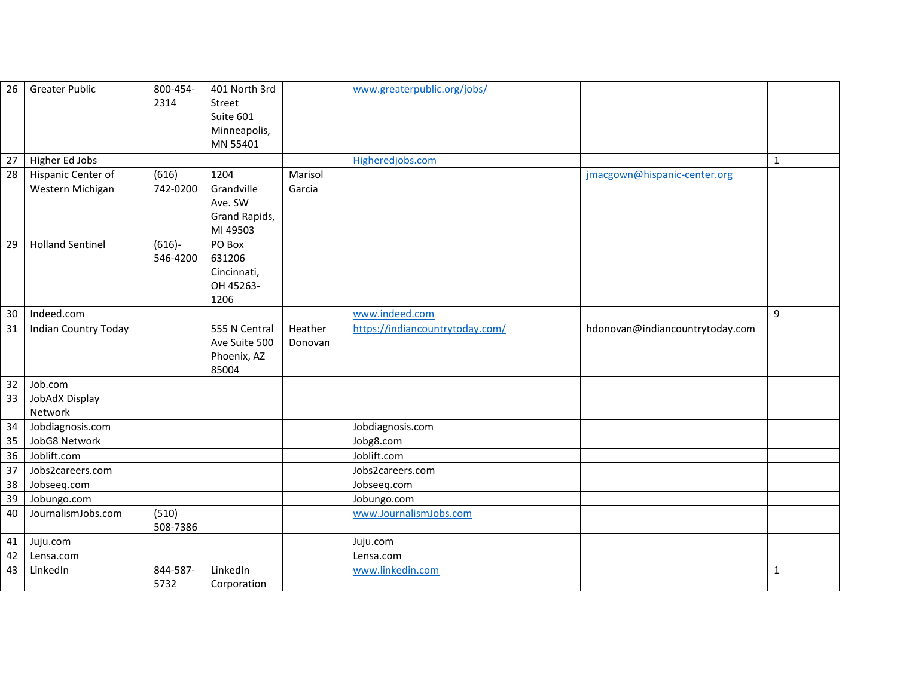| | | | | | | | |
|---|---|---|---|---|---|---|---|
| 26 | Greater Public | 800-454-2314 | 401 North 3rd Street Suite 601 Minneapolis, MN 55401 | | www.greaterpublic.org/jobs/ | | |
| 27 | Higher Ed Jobs | | | | Higheredjobs.com | | 1 |
| 28 | Hispanic Center of Western Michigan | (616) 742-0200 | 1204 Grandville Ave. SW Grand Rapids, MI 49503 | Marisol Garcia | | jmacgown@hispanic-center.org | |
| 29 | Holland Sentinel | (616)-546-4200 | PO Box 631206 Cincinnati, OH 45263-1206 | | | | |
| 30 | Indeed.com | | | | www.indeed.com | | 9 |
| 31 | Indian Country Today | | 555 N Central Ave Suite 500 Phoenix, AZ 85004 | Heather Donovan | https://indiancountrytoday.com/ | hdonovan@indiancountrytoday.com | |
| 32 | Job.com | | | | | | |
| 33 | JobAdX Display Network | | | | | | |
| 34 | Jobdiagnosis.com | | | | Jobdiagnosis.com | | |
| 35 | JobG8 Network | | | | Jobg8.com | | |
| 36 | Joblift.com | | | | Joblift.com | | |
| 37 | Jobs2careers.com | | | | Jobs2careers.com | | |
| 38 | Jobseeq.com | | | | Jobseeq.com | | |
| 39 | Jobungo.com | | | | Jobungo.com | | |
| 40 | JournalismJobs.com | (510) 508-7386 | | | www.JournalismJobs.com | | |
| 41 | Juju.com | | | | Juju.com | | |
| 42 | Lensa.com | | | | Lensa.com | | |
| 43 | LinkedIn | 844-587-5732 | LinkedIn Corporation | | www.linkedin.com | | 1 |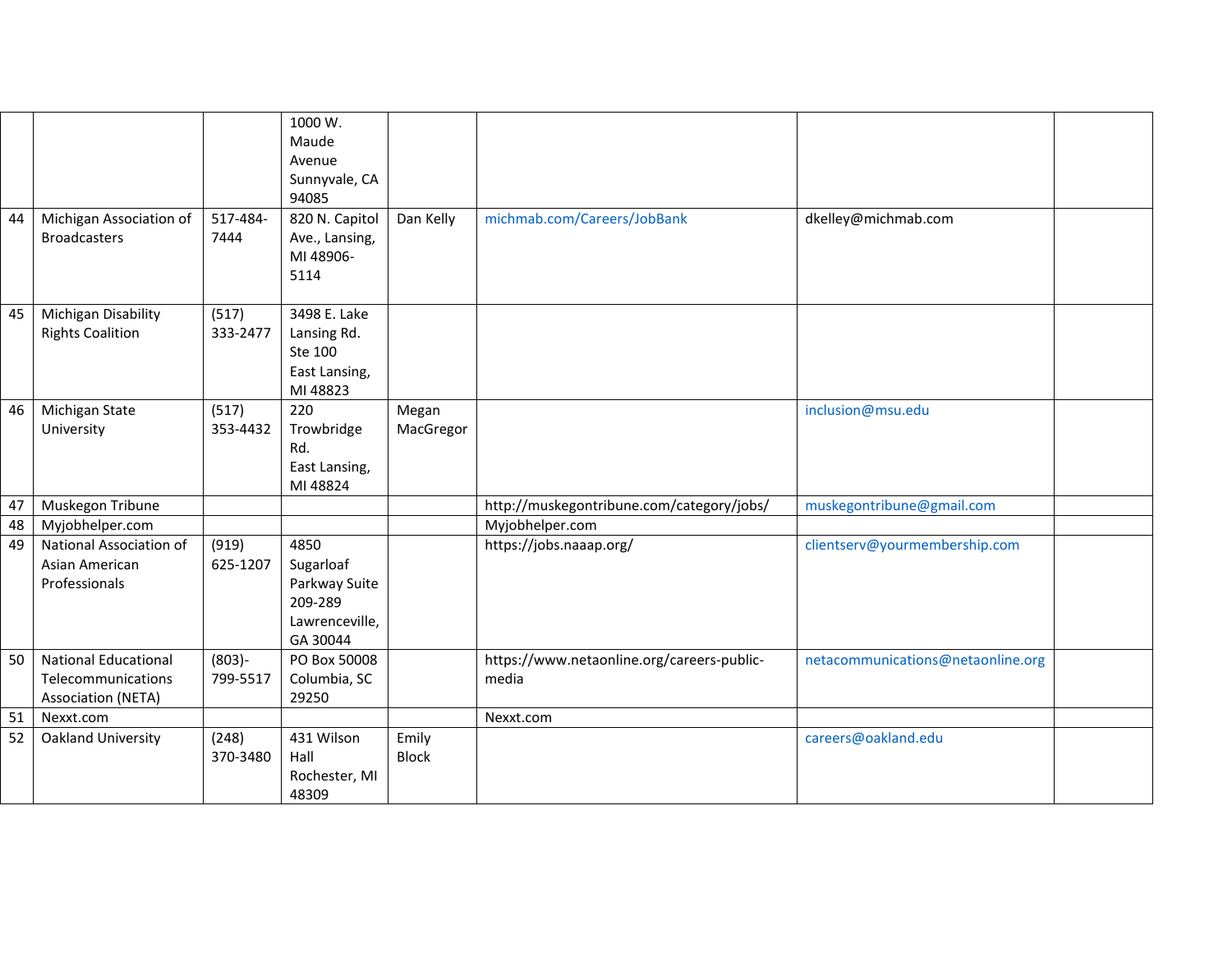| | | | | | | | |
|---|---|---|---|---|---|---|---|
| | | | 1000 W. Maude Avenue Sunnyvale, CA 94085 | | | | |
| 44 | Michigan Association of Broadcasters | 517-484-7444 | 820 N. Capitol Ave., Lansing, MI 48906-5114 | Dan Kelly | michmab.com/Careers/JobBank | dkelley@michmab.com | |
| 45 | Michigan Disability Rights Coalition | (517) 333-2477 | 3498 E. Lake Lansing Rd. Ste 100 East Lansing, MI 48823 | | | | |
| 46 | Michigan State University | (517) 353-4432 | 220 Trowbridge Rd. East Lansing, MI 48824 | Megan MacGregor | | inclusion@msu.edu | |
| 47 | Muskegon Tribune | | | | http://muskegontribune.com/category/jobs/ | muskegontribune@gmail.com | |
| 48 | Myjobhelper.com | | | | Myjobhelper.com | | |
| 49 | National Association of Asian American Professionals | (919) 625-1207 | 4850 Sugarloaf Parkway Suite 209-289 Lawrenceville, GA 30044 | | https://jobs.naaap.org/ | clientserv@yourmembership.com | |
| 50 | National Educational Telecommunications Association (NETA) | (803)-799-5517 | PO Box 50008 Columbia, SC 29250 | | https://www.netaonline.org/careers-public-media | netacommunications@netaonline.org | |
| 51 | Nexxt.com | | | | Nexxt.com | | |
| 52 | Oakland University | (248) 370-3480 | 431 Wilson Hall Rochester, MI 48309 | Emily Block | | careers@oakland.edu | |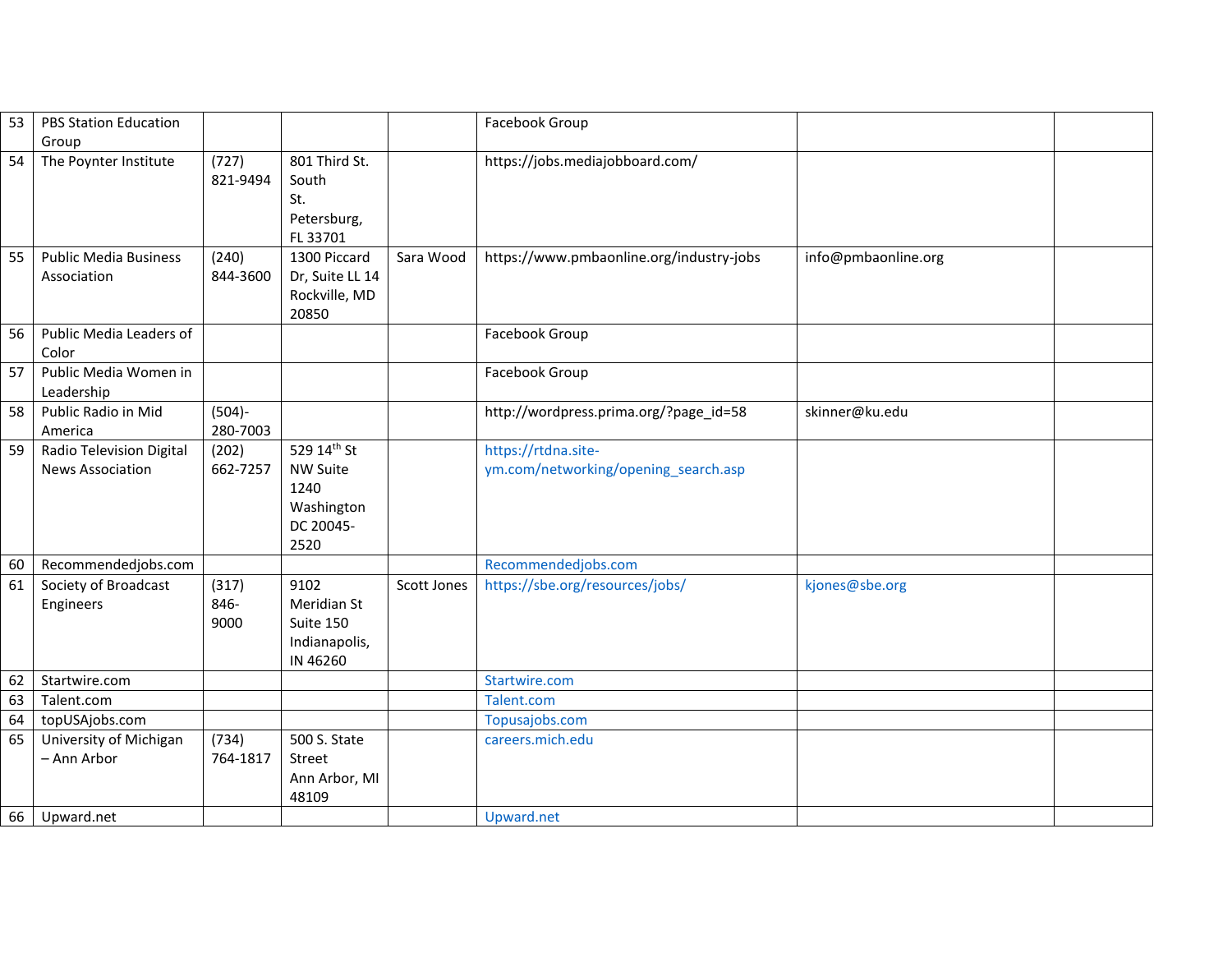| 53 | PBS Station Education Group | | | | Facebook Group | | |
|---|---|---|---|---|---|---|---|
| 54 | The Poynter Institute | (727) 821-9494 | 801 Third St. South St. Petersburg, FL 33701 | | https://jobs.mediajobboard.com/ | | |
| 55 | Public Media Business Association | (240) 844-3600 | 1300 Piccard Dr, Suite LL 14 Rockville, MD 20850 | Sara Wood | https://www.pmbaonline.org/industry-jobs | info@pmbaonline.org | |
| 56 | Public Media Leaders of Color | | | | Facebook Group | | |
| 57 | Public Media Women in Leadership | | | | Facebook Group | | |
| 58 | Public Radio in Mid America | (504)-280-7003 | | | http://wordpress.prima.org/?page_id=58 | skinner@ku.edu | |
| 59 | Radio Television Digital News Association | (202) 662-7257 | 529 14th St NW Suite 1240 Washington DC 20045-2520 | | https://rtdna.site-ym.com/networking/opening_search.asp | | |
| 60 | Recommendedjobs.com | | | | Recommendedjobs.com | | |
| 61 | Society of Broadcast Engineers | (317) 846-9000 | 9102 Meridian St Suite 150 Indianapolis, IN 46260 | Scott Jones | https://sbe.org/resources/jobs/ | kjones@sbe.org | |
| 62 | Startwire.com | | | | Startwire.com | | |
| 63 | Talent.com | | | | Talent.com | | |
| 64 | topUSAjobs.com | | | | Topusajobs.com | | |
| 65 | University of Michigan – Ann Arbor | (734) 764-1817 | 500 S. State Street Ann Arbor, MI 48109 | | careers.mich.edu | | |
| 66 | Upward.net | | | | Upward.net | | |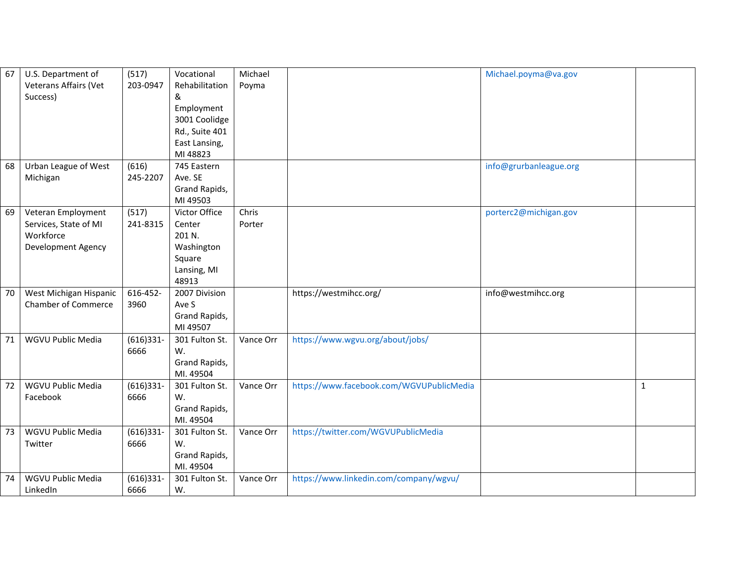| 67 | U.S. Department of Veterans Affairs (Vet Success) | (517) 203-0947 | Vocational Rehabilitation & Employment 3001 Coolidge Rd., Suite 401 East Lansing, MI 48823 | Michael Poyma | | Michael.poyma@va.gov | |
|---|---|---|---|---|---|---|---|
| 68 | Urban League of West Michigan | (616) 245-2207 | 745 Eastern Ave. SE Grand Rapids, MI 49503 | | | info@grurbanleague.org | |
| 69 | Veteran Employment Services, State of MI Workforce Development Agency | (517) 241-8315 | Victor Office Center 201 N. Washington Square Lansing, MI 48913 | Chris Porter | | porterc2@michigan.gov | |
| 70 | West Michigan Hispanic Chamber of Commerce | 616-452-3960 | 2007 Division Ave S Grand Rapids, MI 49507 | | https://westmihcc.org/ | info@westmihcc.org | |
| 71 | WGVU Public Media | (616)331-6666 | 301 Fulton St. W. Grand Rapids, MI. 49504 | Vance Orr | https://www.wgvu.org/about/jobs/ | | |
| 72 | WGVU Public Media Facebook | (616)331-6666 | 301 Fulton St. W. Grand Rapids, MI. 49504 | Vance Orr | https://www.facebook.com/WGVUPublicMedia | | 1 |
| 73 | WGVU Public Media Twitter | (616)331-6666 | 301 Fulton St. W. Grand Rapids, MI. 49504 | Vance Orr | https://twitter.com/WGVUPublicMedia | | |
| 74 | WGVU Public Media LinkedIn | (616)331-6666 | 301 Fulton St. W. | Vance Orr | https://www.linkedin.com/company/wgvu/ | | |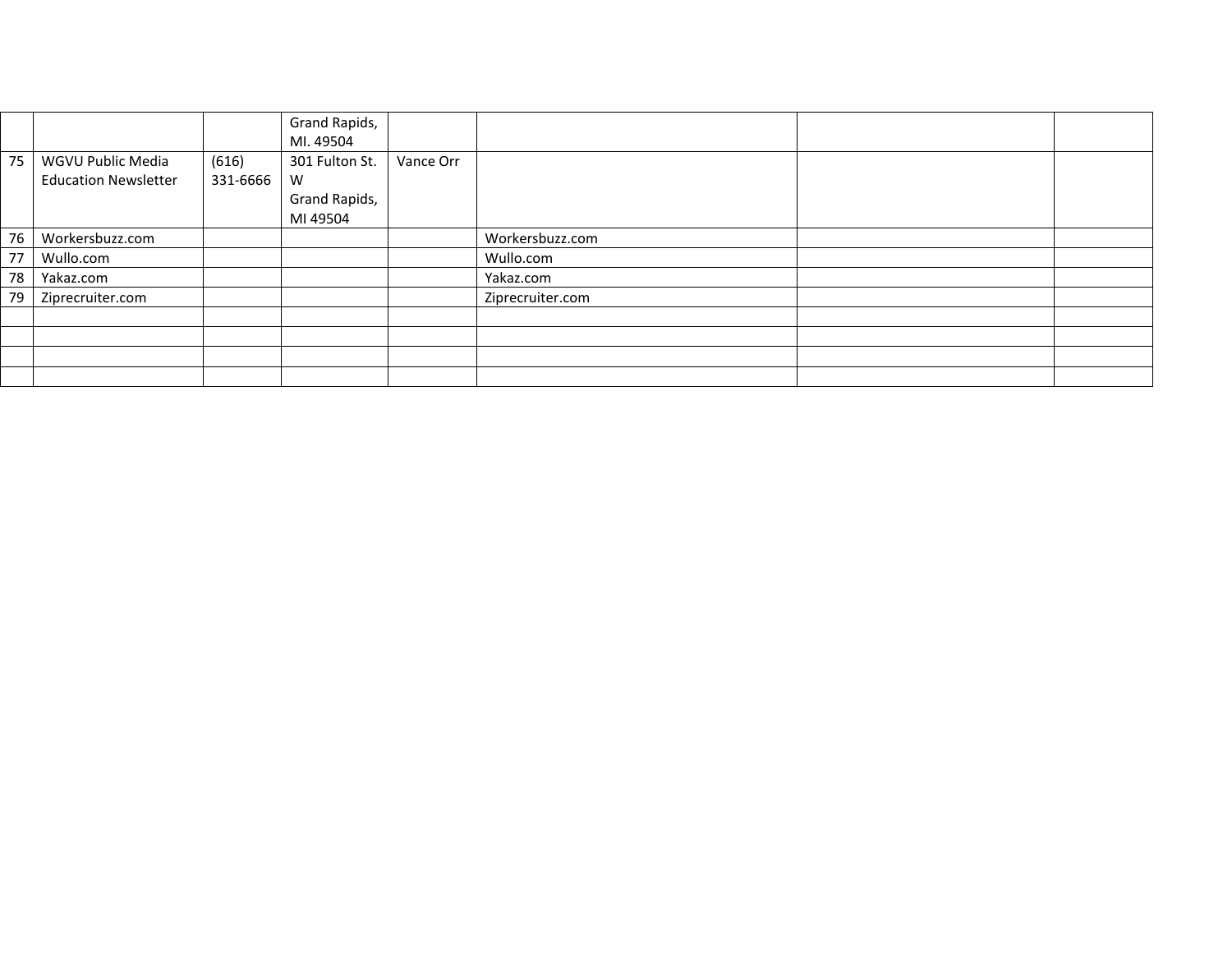| | | | | | | | |
|---|---|---|---|---|---|---|---|
| | | | Grand Rapids, MI. 49504 | | | | |
| 75 | WGVU Public Media Education Newsletter | (616) 331-6666 | 301 Fulton St. W Grand Rapids, MI 49504 | Vance Orr | | | |
| 76 | Workersbuzz.com | | | | Workersbuzz.com | | |
| 77 | Wullo.com | | | | Wullo.com | | |
| 78 | Yakaz.com | | | | Yakaz.com | | |
| 79 | Ziprecruiter.com | | | | Ziprecruiter.com | | |
| | | | | | | | |
| | | | | | | | |
| | | | | | | | |
| | | | | | | | |